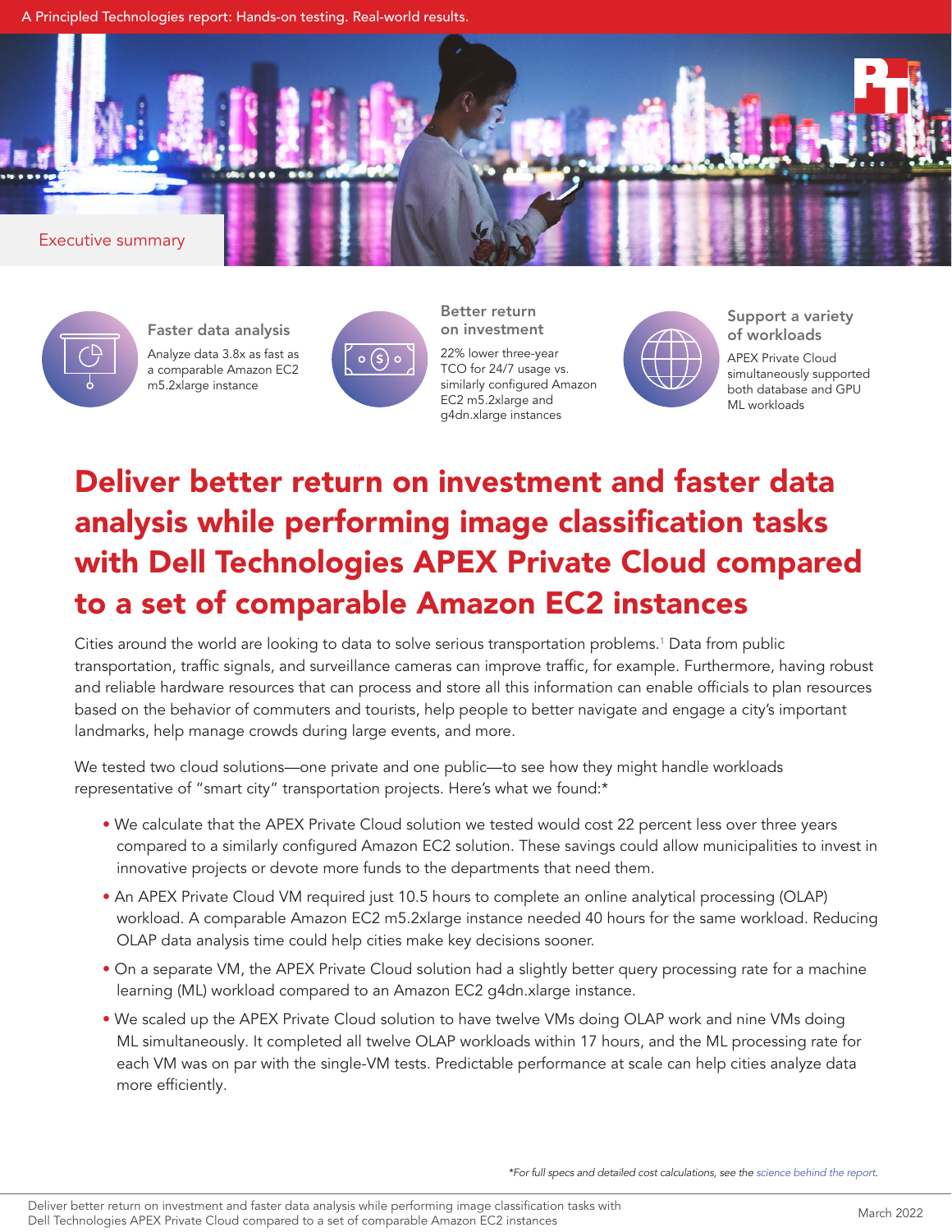A Principled Technologies report: Hands-on testing. Real-world results.

Executive summary

### Faster data analysis

Analyze data 3.8x as fast as a comparable Amazon EC2 m5.2xlarge instance

### Better return on investment

22% lower three-year TCO for 24/7 usage vs. similarly configured Amazon EC2 m5.2xlarge and g4dn.xlarge instances

### Support a variety of workloads

APEX Private Cloud simultaneously supported both database and GPU ML workloads

# Deliver better return on investment and faster data analysis while performing image classification tasks with Dell Technologies APEX Private Cloud compared to a set of comparable Amazon EC2 instances

Cities around the world are looking to data to solve serious transportation problems.[1] Data from public transportation, traffic signals, and surveillance cameras can improve traffic, for example. Furthermore, having robust and reliable hardware resources that can process and store all this information can enable officials to plan resources based on the behavior of commuters and tourists, help people to better navigate and engage a city's important landmarks, help manage crowds during large events, and more.

We tested two cloud solutions—one private and one public—to see how they might handle workloads representative of "smart city" transportation projects. Here's what we found:*

- We calculate that the APEX Private Cloud solution we tested would cost 22 percent less over three years compared to a similarly configured Amazon EC2 solution. These savings could allow municipalities to invest in innovative projects or devote more funds to the departments that need them.
- An APEX Private Cloud VM required just 10.5 hours to complete an online analytical processing (OLAP) workload. A comparable Amazon EC2 m5.2xlarge instance needed 40 hours for the same workload. Reducing OLAP data analysis time could help cities make key decisions sooner.
- On a separate VM, the APEX Private Cloud solution had a slightly better query processing rate for a machine learning (ML) workload compared to an Amazon EC2 g4dn.xlarge instance.
- We scaled up the APEX Private Cloud solution to have twelve VMs doing OLAP work and nine VMs doing ML simultaneously. It completed all twelve OLAP workloads within 17 hours, and the ML processing rate for each VM was on par with the single-VM tests. Predictable performance at scale can help cities analyze data more efficiently.

*\*For full specs and detailed cost calculations, see the science behind the report.*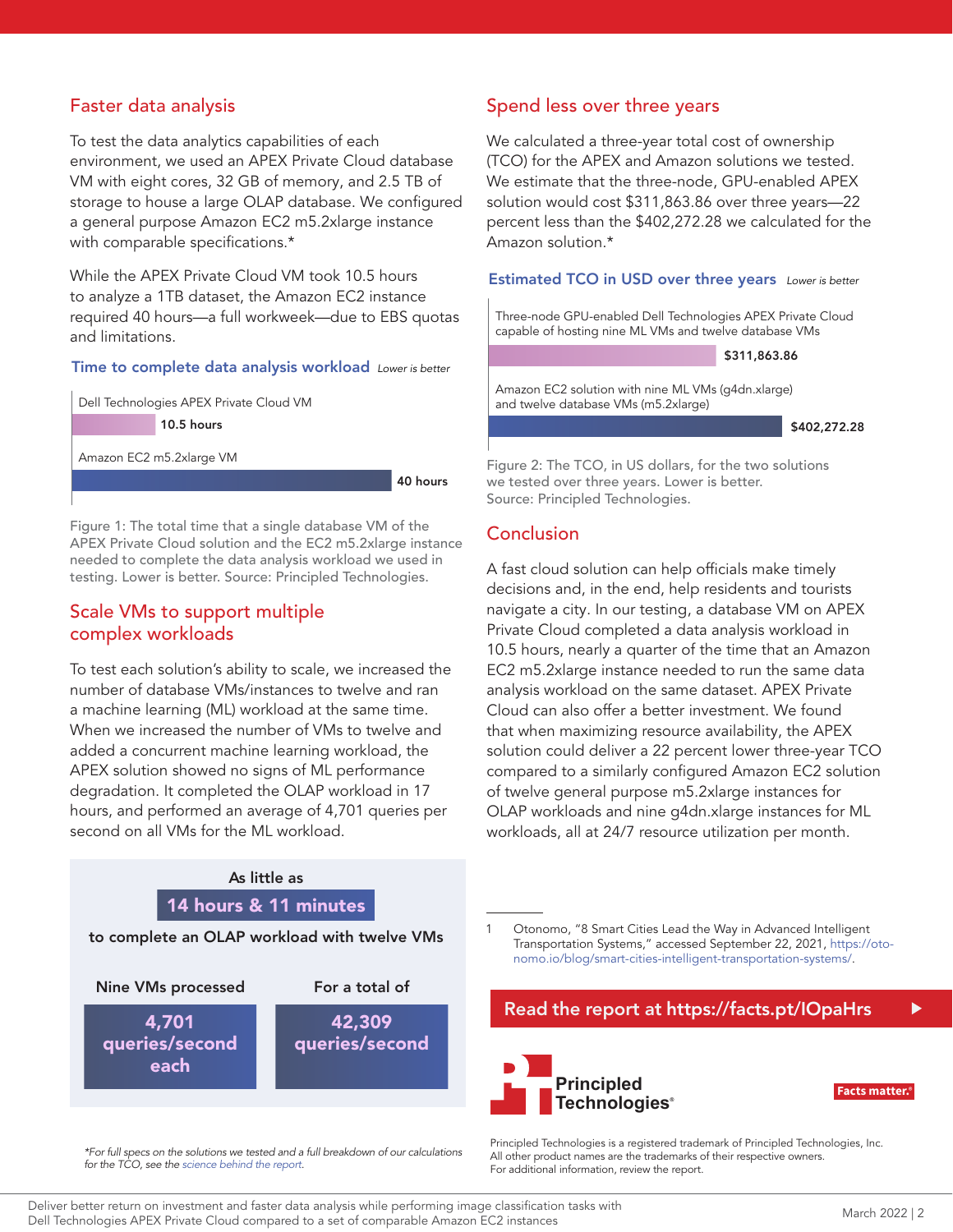## Faster data analysis

To test the data analytics capabilities of each environment, we used an APEX Private Cloud database VM with eight cores, 32 GB of memory, and 2.5 TB of storage to house a large OLAP database. We configured a general purpose Amazon EC2 m5.2xlarge instance with comparable specifications.*

While the APEX Private Cloud VM took 10.5 hours to analyze a 1TB dataset, the Amazon EC2 instance required 40 hours—a full workweek—due to EBS quotas and limitations.

**Time to complete data analysis workload** *Lower is better*

Dell Technologies APEX Private Cloud VM
10.5 hours

Amazon EC2 m5.2xlarge VM
40 hours

Figure 1: The total time that a single database VM of the APEX Private Cloud solution and the EC2 m5.2xlarge instance needed to complete the data analysis workload we used in testing. Lower is better. Source: Principled Technologies.

## Scale VMs to support multiple complex workloads

To test each solution's ability to scale, we increased the number of database VMs/instances to twelve and ran a machine learning (ML) workload at the same time. When we increased the number of VMs to twelve and added a concurrent machine learning workload, the APEX solution showed no signs of ML performance degradation. It completed the OLAP workload in 17 hours, and performed an average of 4,701 queries per second on all VMs for the ML workload.

As little as
**14 hours & 11 minutes**
to complete an OLAP workload with twelve VMs

Nine VMs processed
**4,701 queries/second each**

For a total of
**42,309 queries/second**

*For full specs on the solutions we tested and a full breakdown of our calculations for the TCO, see the science behind the report.*

## Spend less over three years

We calculated a three-year total cost of ownership (TCO) for the APEX and Amazon solutions we tested. We estimate that the three-node, GPU-enabled APEX solution would cost $311,863.86 over three years—22 percent less than the $402,272.28 we calculated for the Amazon solution.*

**Estimated TCO in USD over three years** *Lower is better*

Three-node GPU-enabled Dell Technologies APEX Private Cloud capable of hosting nine ML VMs and twelve database VMs
$311,863.86

Amazon EC2 solution with nine ML VMs (g4dn.xlarge) and twelve database VMs (m5.2xlarge)
$402,272.28

Figure 2: The TCO, in US dollars, for the two solutions we tested over three years. Lower is better. Source: Principled Technologies.

## Conclusion

A fast cloud solution can help officials make timely decisions and, in the end, help residents and tourists navigate a city. In our testing, a database VM on APEX Private Cloud completed a data analysis workload in 10.5 hours, nearly a quarter of the time that an Amazon EC2 m5.2xlarge instance needed to run the same data analysis workload on the same dataset. APEX Private Cloud can also offer a better investment. We found that when maximizing resource availability, the APEX solution could deliver a 22 percent lower three-year TCO compared to a similarly configured Amazon EC2 solution of twelve general purpose m5.2xlarge instances for OLAP workloads and nine g4dn.xlarge instances for ML workloads, all at 24/7 resource utilization per month.

1 Otonomo, "8 Smart Cities Lead the Way in Advanced Intelligent Transportation Systems," accessed September 22, 2021, https://otonomo.io/blog/smart-cities-intelligent-transportation-systems/.

**Read the report at https://facts.pt/lOpaHrs**

Principled Technologies® Facts matter.®

Principled Technologies is a registered trademark of Principled Technologies, Inc.
All other product names are the trademarks of their respective owners.
For additional information, review the report.